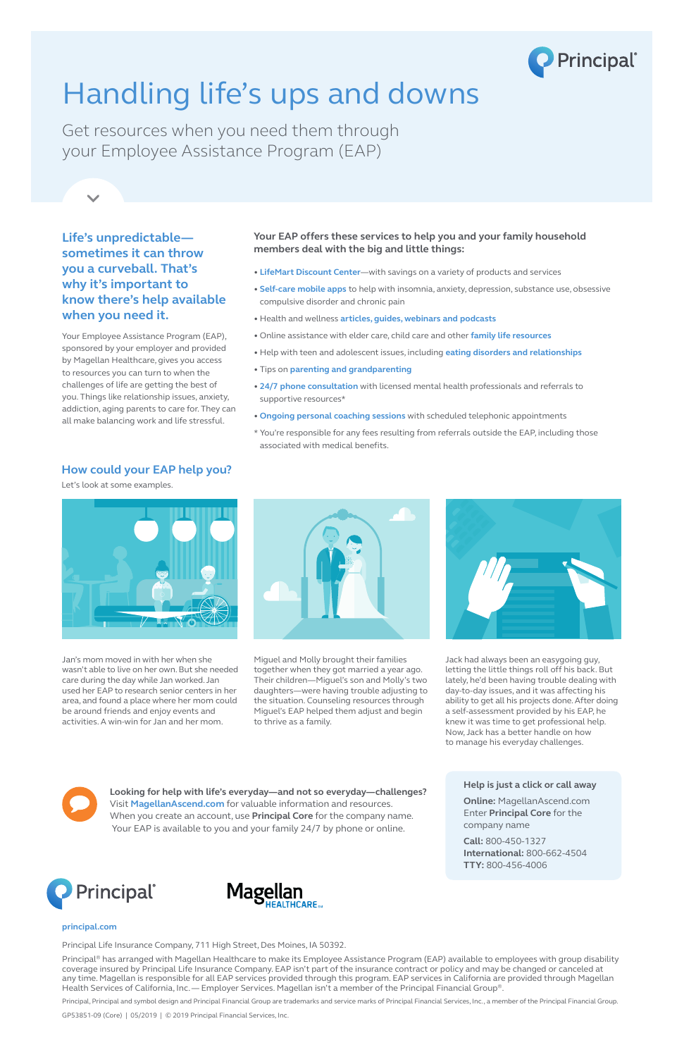# Handling life's ups and downs

Get resources when you need them through your Employee Assistance Program (EAP)

## Life's unpredictable—sometimes it can throw you a curveball. That's why it's important to know there's help available when you need it.

Your Employee Assistance Program (EAP), sponsored by your employer and provided by Magellan Healthcare, gives you access to resources you can turn to when the challenges of life are getting the best of you. Things like relationship issues, anxiety, addiction, aging parents to care for. They can all make balancing work and life stressful.

**Your EAP offers these services to help you and your family household members deal with the big and little things:**

- **LifeMart Discount Center**—with savings on a variety of products and services
- **Self-care mobile apps** to help with insomnia, anxiety, depression, substance use, obsessive compulsive disorder and chronic pain
- Health and wellness **articles, guides, webinars and podcasts**
- Online assistance with elder care, child care and other **family life resources**
- Help with teen and adolescent issues, including **eating disorders and relationships**
- Tips on **parenting and grandparenting**
- **24/7 phone consultation** with licensed mental health professionals and referrals to supportive resources*
- **Ongoing personal coaching sessions** with scheduled telephonic appointments

\* You're responsible for any fees resulting from referrals outside the EAP, including those associated with medical benefits.

## How could your EAP help you?

Let's look at some examples.

Jan's mom moved in with her when she wasn't able to live on her own. But she needed care during the day while Jan worked. Jan used her EAP to research senior centers in her area, and found a place where her mom could be around friends and enjoy events and activities. A win-win for Jan and her mom.

Miguel and Molly brought their families together when they got married a year ago. Their children—Miguel's son and Molly's two daughters—were having trouble adjusting to the situation. Counseling resources through Miguel's EAP helped them adjust and begin to thrive as a family.

Jack had always been an easygoing guy, letting the little things roll off his back. But lately, he'd been having trouble dealing with day-to-day issues, and it was affecting his ability to get all his projects done. After doing a self-assessment provided by his EAP, he knew it was time to get professional help. Now, Jack has a better handle on how to manage his everyday challenges.

**Looking for help with life's everyday—and not so everyday—challenges?** Visit **MagellanAscend.com** for valuable information and resources. When you create an account, use **Principal Core** for the company name. Your EAP is available to you and your family 24/7 by phone or online.

**Help is just a click or call away**

**Online:** MagellanAscend.com
Enter **Principal Core** for the company name

**Call:** 800-450-1327
**International:** 800-662-4504
**TTY:** 800-456-4006

principal.com

Principal Life Insurance Company, 711 High Street, Des Moines, IA 50392.

Principal® has arranged with Magellan Healthcare to make its Employee Assistance Program (EAP) available to employees with group disability coverage insured by Principal Life Insurance Company. EAP isn't part of the insurance contract or policy and may be changed or canceled at any time. Magellan is responsible for all EAP services provided through this program. EAP services in California are provided through Magellan Health Services of California, Inc. — Employer Services. Magellan isn't a member of the Principal Financial Group®.

Principal, Principal and symbol design and Principal Financial Group are trademarks and service marks of Principal Financial Services, Inc., a member of the Principal Financial Group.

GP53851-09 (Core) | 05/2019 | © 2019 Principal Financial Services, Inc.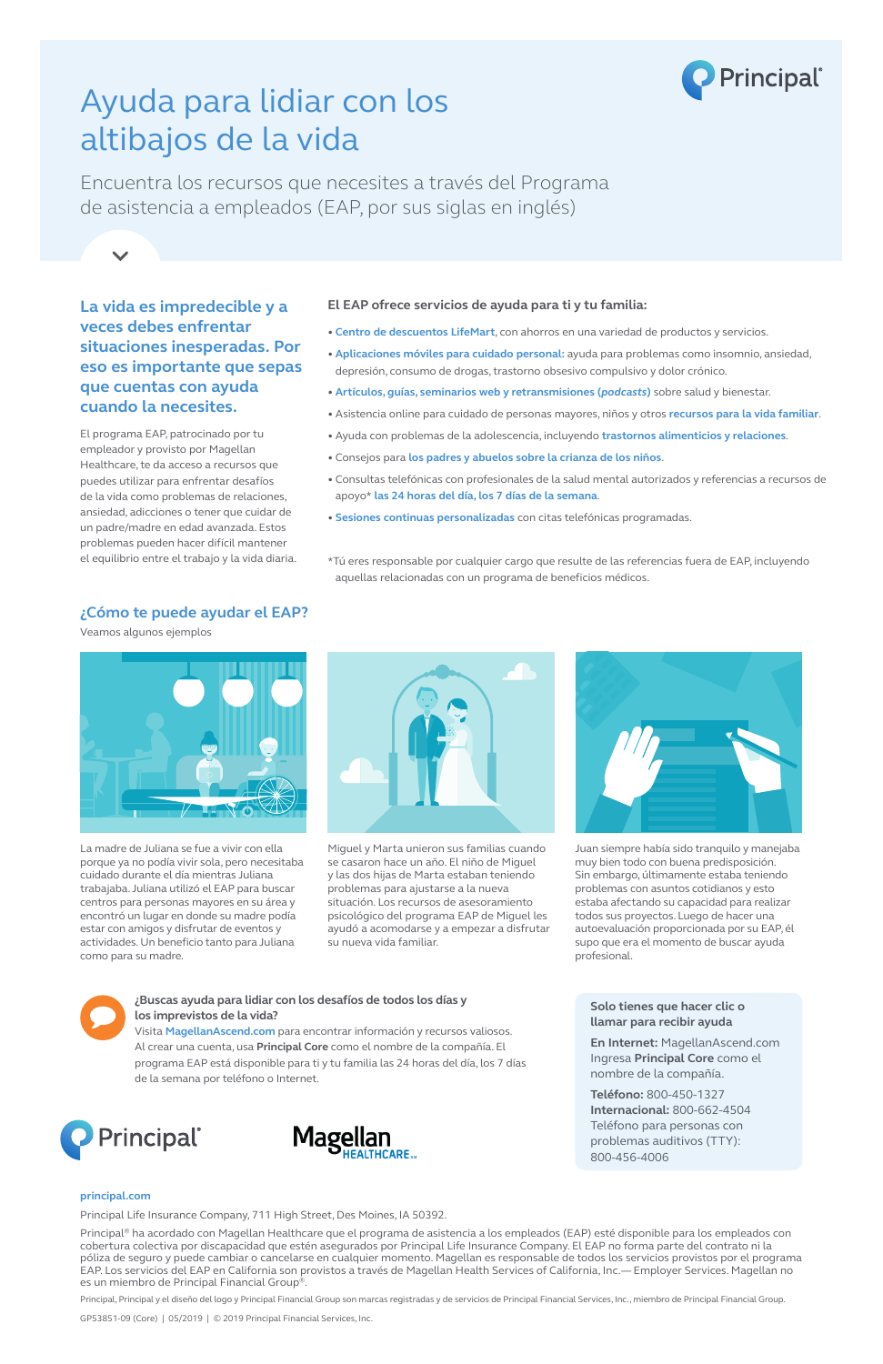# Ayuda para lidiar con los altibajos de la vida

Encuentra los recursos que necesites a través del Programa de asistencia a empleados (EAP, por sus siglas en inglés)

**La vida es impredecible y a veces debes enfrentar situaciones inesperadas. Por eso es importante que sepas que cuentas con ayuda cuando la necesites.**

El programa EAP, patrocinado por tu empleador y provisto por Magellan Healthcare, te da acceso a recursos que puedes utilizar para enfrentar desafíos de la vida como problemas de relaciones, ansiedad, adicciones o tener que cuidar de un padre/madre en edad avanzada. Estos problemas pueden hacer difícil mantener el equilibrio entre el trabajo y la vida diaria.

### El EAP ofrece servicios de ayuda para ti y tu familia:

- Centro de descuentos LifeMart, con ahorros en una variedad de productos y servicios.
- Aplicaciones móviles para cuidado personal: ayuda para problemas como insomnio, ansiedad, depresión, consumo de drogas, trastorno obsesivo compulsivo y dolor crónico.
- Artículos, guías, seminarios web y retransmisiones (*podcasts*) sobre salud y bienestar.
- Asistencia online para cuidado de personas mayores, niños y otros recursos para la vida familiar.
- Ayuda con problemas de la adolescencia, incluyendo trastornos alimenticios y relaciones.
- Consejos para los padres y abuelos sobre la crianza de los niños.
- Consultas telefónicas con profesionales de la salud mental autorizados y referencias a recursos de apoyo* las 24 horas del día, los 7 días de la semana.
- Sesiones continuas personalizadas con citas telefónicas programadas.

*Tú eres responsable por cualquier cargo que resulte de las referencias fuera de EAP, incluyendo aquellas relacionadas con un programa de beneficios médicos.

## ¿Cómo te puede ayudar el EAP?

Veamos algunos ejemplos

La madre de Juliana se fue a vivir con ella porque ya no podía vivir sola, pero necesitaba cuidado durante el día mientras Juliana trabajaba. Juliana utilizó el EAP para buscar centros para personas mayores en su área y encontró un lugar en donde su madre podía estar con amigos y disfrutar de eventos y actividades. Un beneficio tanto para Juliana como para su madre.

Miguel y Marta unieron sus familias cuando se casaron hace un año. El niño de Miguel y las dos hijas de Marta estaban teniendo problemas para ajustarse a la nueva situación. Los recursos de asesoramiento psicológico del programa EAP de Miguel les ayudó a acomodarse y a empezar a disfrutar su nueva vida familiar.

Juan siempre había sido tranquilo y manejaba muy bien todo con buena predisposición. Sin embargo, últimamente estaba teniendo problemas con asuntos cotidianos y esto estaba afectando su capacidad para realizar todos sus proyectos. Luego de hacer una autoevaluación proporcionada por su EAP, él supo que era el momento de buscar ayuda profesional.

**¿Buscas ayuda para lidiar con los desafíos de todos los días y los imprevistos de la vida?**
Visita MagellanAscend.com para encontrar información y recursos valiosos. Al crear una cuenta, usa **Principal Core** como el nombre de la compañía. El programa EAP está disponible para ti y tu familia las 24 horas del día, los 7 días de la semana por teléfono o Internet.

**Solo tienes que hacer clic o llamar para recibir ayuda**

**En Internet:** MagellanAscend.com
Ingresa **Principal Core** como el nombre de la compañía.

**Teléfono:** 800-450-1327
**Internacional:** 800-662-4504
Teléfono para personas con problemas auditivos (TTY): 800-456-4006

principal.com

Principal Life Insurance Company, 711 High Street, Des Moines, IA 50392.

Principal® ha acordado con Magellan Healthcare que el programa de asistencia a los empleados (EAP) esté disponible para los empleados con cobertura colectiva por discapacidad que estén asegurados por Principal Life Insurance Company. El EAP no forma parte del contrato ni la póliza de seguro y puede cambiar o cancelarse en cualquier momento. Magellan es responsable de todos los servicios provistos por el programa EAP. Los servicios del EAP en California son provistos a través de Magellan Health Services of California, Inc.— Employer Services. Magellan no es un miembro de Principal Financial Group®.

Principal, Principal y el diseño del logo y Principal Financial Group son marcas registradas y de servicios de Principal Financial Services, Inc., miembro de Principal Financial Group.

GP53851-09 (Core) | 05/2019 | © 2019 Principal Financial Services, Inc.